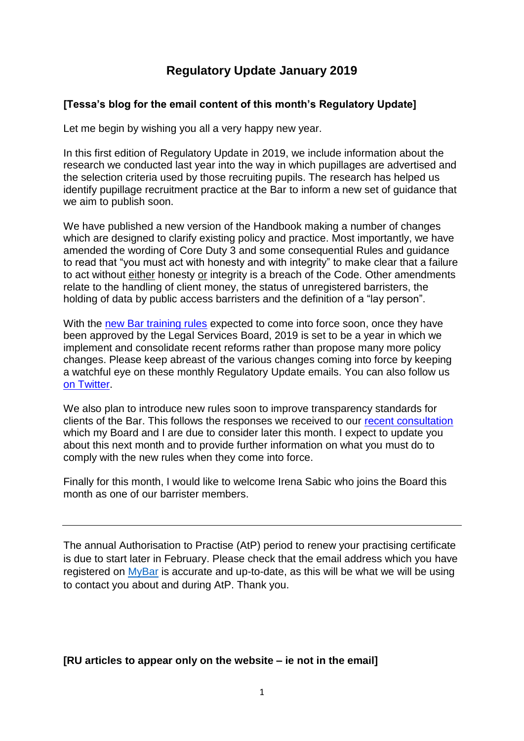# Regulatory Update January 2019

**[Tessa's blog for the email content of this month's Regulatory Update]**

Let me begin by wishing you all a very happy new year.

In this first edition of Regulatory Update in 2019, we include information about the research we conducted last year into the way in which pupillages are advertised and the selection criteria used by those recruiting pupils. The research has helped us identify pupillage recruitment practice at the Bar to inform a new set of guidance that we aim to publish soon.

We have published a new version of the Handbook making a number of changes which are designed to clarify existing policy and practice. Most importantly, we have amended the wording of Core Duty 3 and some consequential Rules and guidance to read that "you must act with honesty and with integrity" to make clear that a failure to act without <u>either</u> honesty <u>or</u> integrity is a breach of the Code. Other amendments relate to the handling of client money, the status of unregistered barristers, the holding of data by public access barristers and the definition of a "lay person".

With the [new Bar training rules]() expected to come into force soon, once they have been approved by the Legal Services Board, 2019 is set to be a year in which we implement and consolidate recent reforms rather than propose many more policy changes. Please keep abreast of the various changes coming into force by keeping a watchful eye on these monthly Regulatory Update emails. You can also follow us [on Twitter]().

We also plan to introduce new rules soon to improve transparency standards for clients of the Bar. This follows the responses we received to our [recent consultation]() which my Board and I are due to consider later this month. I expect to update you about this next month and to provide further information on what you must do to comply with the new rules when they come into force.

Finally for this month, I would like to welcome Irena Sabic who joins the Board this month as one of our barrister members.

---

The annual Authorisation to Practise (AtP) period to renew your practising certificate is due to start later in February. Please check that the email address which you have registered on [MyBar]() is accurate and up-to-date, as this will be what we will be using to contact you about and during AtP. Thank you.

**[RU articles to appear only on the website – ie not in the email]**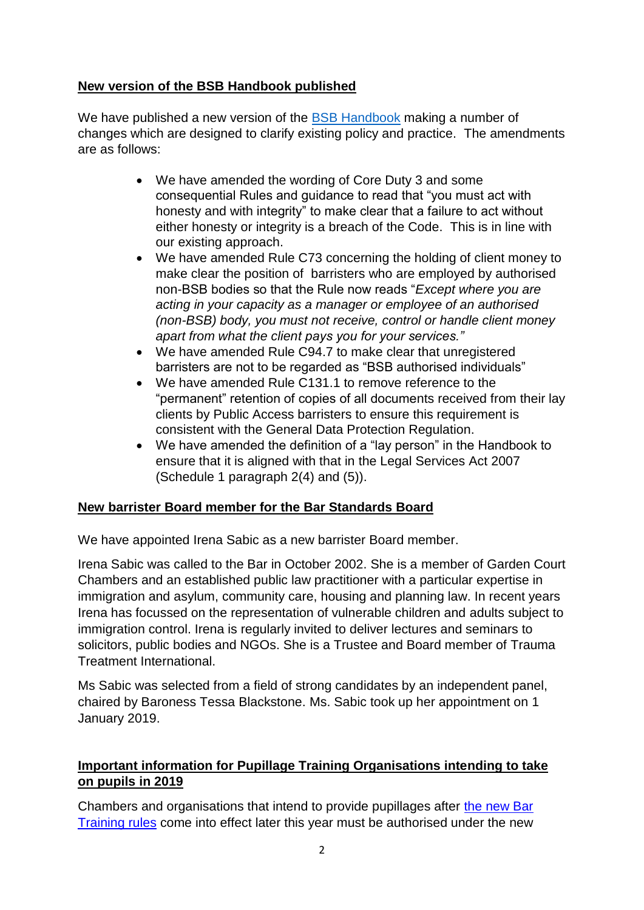**New version of the BSB Handbook published**

We have published a new version of the [BSB Handbook](BSB Handbook) making a number of changes which are designed to clarify existing policy and practice. The amendments are as follows:

- We have amended the wording of Core Duty 3 and some consequential Rules and guidance to read that "you must act with honesty and with integrity" to make clear that a failure to act without either honesty or integrity is a breach of the Code. This is in line with our existing approach.
- We have amended Rule C73 concerning the holding of client money to make clear the position of barristers who are employed by authorised non-BSB bodies so that the Rule now reads "*Except where you are acting in your capacity as a manager or employee of an authorised (non-BSB) body, you must not receive, control or handle client money apart from what the client pays you for your services."*
- We have amended Rule C94.7 to make clear that unregistered barristers are not to be regarded as "BSB authorised individuals"
- We have amended Rule C131.1 to remove reference to the "permanent" retention of copies of all documents received from their lay clients by Public Access barristers to ensure this requirement is consistent with the General Data Protection Regulation.
- We have amended the definition of a "lay person" in the Handbook to ensure that it is aligned with that in the Legal Services Act 2007 (Schedule 1 paragraph 2(4) and (5)).

**New barrister Board member for the Bar Standards Board**

We have appointed Irena Sabic as a new barrister Board member.

Irena Sabic was called to the Bar in October 2002. She is a member of Garden Court Chambers and an established public law practitioner with a particular expertise in immigration and asylum, community care, housing and planning law. In recent years Irena has focussed on the representation of vulnerable children and adults subject to immigration control. Irena is regularly invited to deliver lectures and seminars to solicitors, public bodies and NGOs. She is a Trustee and Board member of Trauma Treatment International.

Ms Sabic was selected from a field of strong candidates by an independent panel, chaired by Baroness Tessa Blackstone. Ms. Sabic took up her appointment on 1 January 2019.

**Important information for Pupillage Training Organisations intending to take on pupils in 2019**

Chambers and organisations that intend to provide pupillages after [the new Bar Training rules](the new Bar Training rules) come into effect later this year must be authorised under the new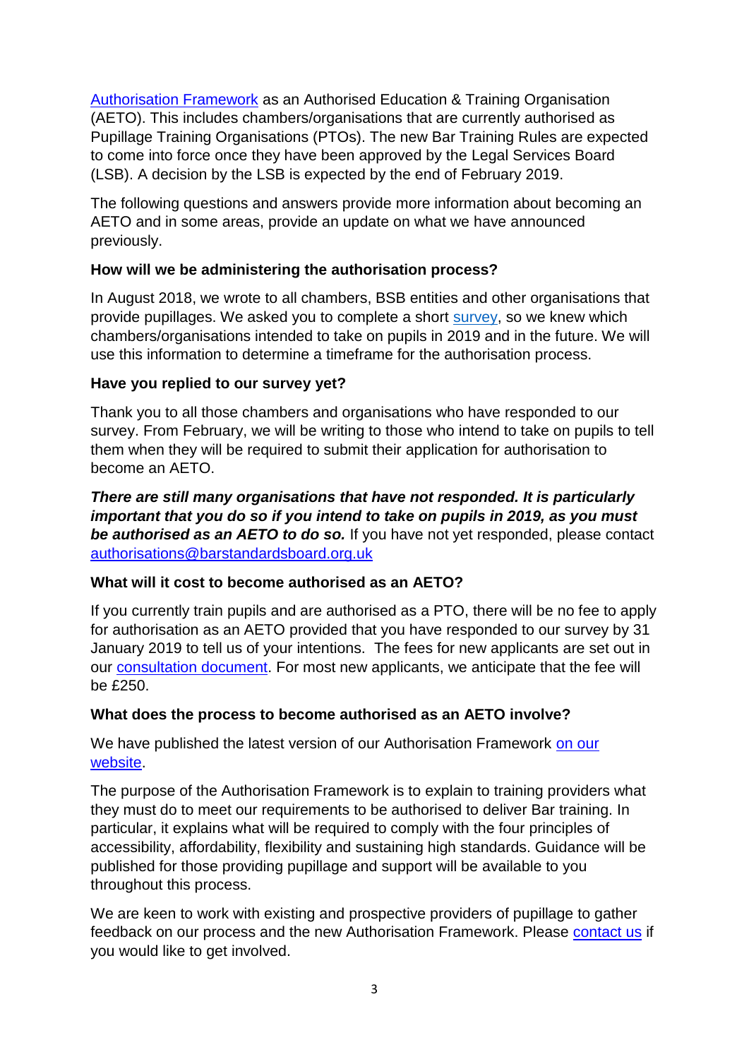[Authorisation Framework] as an Authorised Education & Training Organisation (AETO). This includes chambers/organisations that are currently authorised as Pupillage Training Organisations (PTOs). The new Bar Training Rules are expected to come into force once they have been approved by the Legal Services Board (LSB). A decision by the LSB is expected by the end of February 2019.

The following questions and answers provide more information about becoming an AETO and in some areas, provide an update on what we have announced previously.

**How will we be administering the authorisation process?**

In August 2018, we wrote to all chambers, BSB entities and other organisations that provide pupillages. We asked you to complete a short survey, so we knew which chambers/organisations intended to take on pupils in 2019 and in the future. We will use this information to determine a timeframe for the authorisation process.

**Have you replied to our survey yet?**

Thank you to all those chambers and organisations who have responded to our survey. From February, we will be writing to those who intend to take on pupils to tell them when they will be required to submit their application for authorisation to become an AETO.

***There are still many organisations that have not responded. It is particularly important that you do so if you intend to take on pupils in 2019, as you must be authorised as an AETO to do so.*** If you have not yet responded, please contact authorisations@barstandardsboard.org.uk

**What will it cost to become authorised as an AETO?**

If you currently train pupils and are authorised as a PTO, there will be no fee to apply for authorisation as an AETO provided that you have responded to our survey by 31 January 2019 to tell us of your intentions. The fees for new applicants are set out in our consultation document. For most new applicants, we anticipate that the fee will be £250.

**What does the process to become authorised as an AETO involve?**

We have published the latest version of our Authorisation Framework on our website.

The purpose of the Authorisation Framework is to explain to training providers what they must do to meet our requirements to be authorised to deliver Bar training. In particular, it explains what will be required to comply with the four principles of accessibility, affordability, flexibility and sustaining high standards. Guidance will be published for those providing pupillage and support will be available to you throughout this process.

We are keen to work with existing and prospective providers of pupillage to gather feedback on our process and the new Authorisation Framework. Please contact us if you would like to get involved.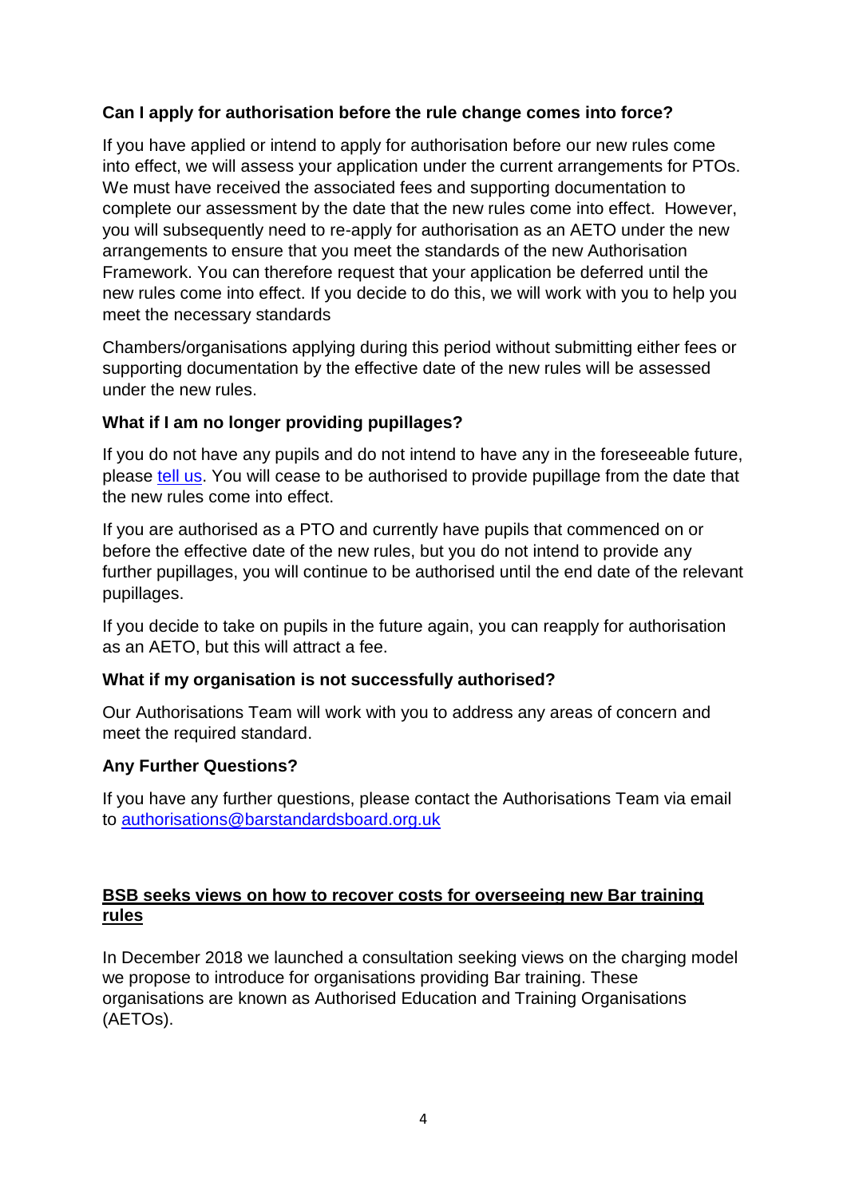**Can I apply for authorisation before the rule change comes into force?**

If you have applied or intend to apply for authorisation before our new rules come into effect, we will assess your application under the current arrangements for PTOs. We must have received the associated fees and supporting documentation to complete our assessment by the date that the new rules come into effect. However, you will subsequently need to re-apply for authorisation as an AETO under the new arrangements to ensure that you meet the standards of the new Authorisation Framework. You can therefore request that your application be deferred until the new rules come into effect. If you decide to do this, we will work with you to help you meet the necessary standards

Chambers/organisations applying during this period without submitting either fees or supporting documentation by the effective date of the new rules will be assessed under the new rules.

**What if I am no longer providing pupillages?**

If you do not have any pupils and do not intend to have any in the foreseeable future, please [tell us](). You will cease to be authorised to provide pupillage from the date that the new rules come into effect.

If you are authorised as a PTO and currently have pupils that commenced on or before the effective date of the new rules, but you do not intend to provide any further pupillages, you will continue to be authorised until the end date of the relevant pupillages.

If you decide to take on pupils in the future again, you can reapply for authorisation as an AETO, but this will attract a fee.

**What if my organisation is not successfully authorised?**

Our Authorisations Team will work with you to address any areas of concern and meet the required standard.

**Any Further Questions?**

If you have any further questions, please contact the Authorisations Team via email to [authorisations@barstandardsboard.org.uk](mailto:authorisations@barstandardsboard.org.uk)

## BSB seeks views on how to recover costs for overseeing new Bar training rules

In December 2018 we launched a consultation seeking views on the charging model we propose to introduce for organisations providing Bar training. These organisations are known as Authorised Education and Training Organisations (AETOs).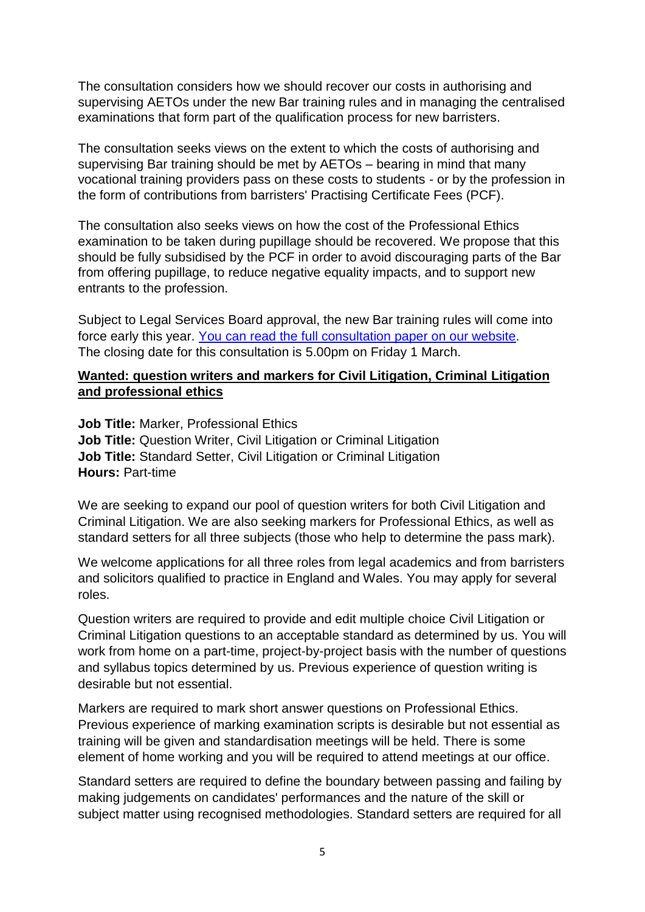The consultation considers how we should recover our costs in authorising and supervising AETOs under the new Bar training rules and in managing the centralised examinations that form part of the qualification process for new barristers.

The consultation seeks views on the extent to which the costs of authorising and supervising Bar training should be met by AETOs – bearing in mind that many vocational training providers pass on these costs to students - or by the profession in the form of contributions from barristers' Practising Certificate Fees (PCF).

The consultation also seeks views on how the cost of the Professional Ethics examination to be taken during pupillage should be recovered. We propose that this should be fully subsidised by the PCF in order to avoid discouraging parts of the Bar from offering pupillage, to reduce negative equality impacts, and to support new entrants to the profession.

Subject to Legal Services Board approval, the new Bar training rules will come into force early this year. [You can read the full consultation paper on our website](). The closing date for this consultation is 5.00pm on Friday 1 March.

**Wanted: question writers and markers for Civil Litigation, Criminal Litigation and professional ethics**

**Job Title:** Marker, Professional Ethics
**Job Title:** Question Writer, Civil Litigation or Criminal Litigation
**Job Title:** Standard Setter, Civil Litigation or Criminal Litigation
**Hours:** Part-time

We are seeking to expand our pool of question writers for both Civil Litigation and Criminal Litigation. We are also seeking markers for Professional Ethics, as well as standard setters for all three subjects (those who help to determine the pass mark).

We welcome applications for all three roles from legal academics and from barristers and solicitors qualified to practice in England and Wales. You may apply for several roles.

Question writers are required to provide and edit multiple choice Civil Litigation or Criminal Litigation questions to an acceptable standard as determined by us. You will work from home on a part-time, project-by-project basis with the number of questions and syllabus topics determined by us. Previous experience of question writing is desirable but not essential.

Markers are required to mark short answer questions on Professional Ethics. Previous experience of marking examination scripts is desirable but not essential as training will be given and standardisation meetings will be held. There is some element of home working and you will be required to attend meetings at our office.

Standard setters are required to define the boundary between passing and failing by making judgements on candidates' performances and the nature of the skill or subject matter using recognised methodologies. Standard setters are required for all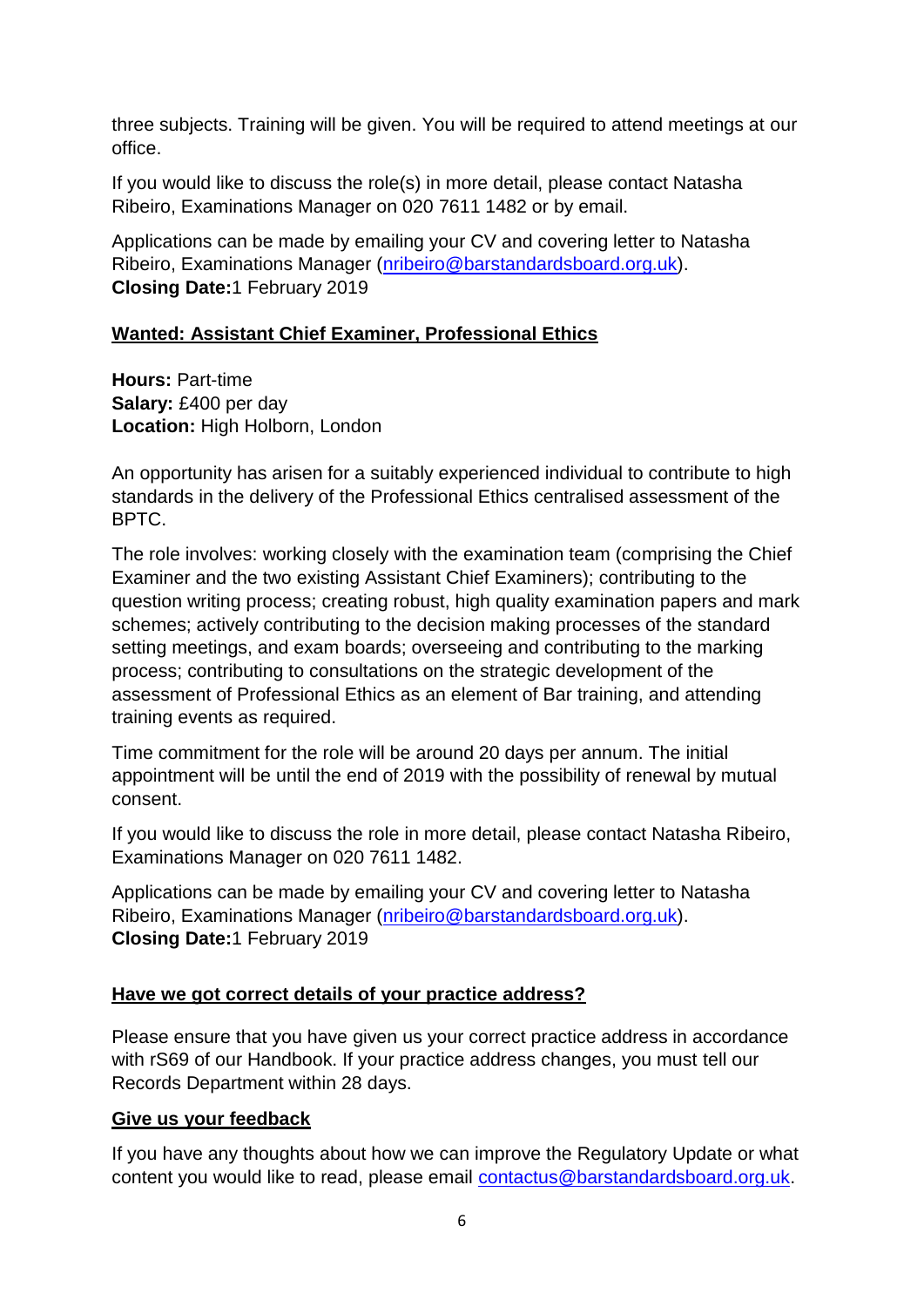three subjects. Training will be given. You will be required to attend meetings at our office.

If you would like to discuss the role(s) in more detail, please contact Natasha Ribeiro, Examinations Manager on 020 7611 1482 or by email.

Applications can be made by emailing your CV and covering letter to Natasha Ribeiro, Examinations Manager (nribeiro@barstandardsboard.org.uk).
**Closing Date:**1 February 2019

## Wanted: Assistant Chief Examiner, Professional Ethics

**Hours:** Part-time
**Salary:** £400 per day
**Location:** High Holborn, London

An opportunity has arisen for a suitably experienced individual to contribute to high standards in the delivery of the Professional Ethics centralised assessment of the BPTC.

The role involves: working closely with the examination team (comprising the Chief Examiner and the two existing Assistant Chief Examiners); contributing to the question writing process; creating robust, high quality examination papers and mark schemes; actively contributing to the decision making processes of the standard setting meetings, and exam boards; overseeing and contributing to the marking process; contributing to consultations on the strategic development of the assessment of Professional Ethics as an element of Bar training, and attending training events as required.

Time commitment for the role will be around 20 days per annum. The initial appointment will be until the end of 2019 with the possibility of renewal by mutual consent.

If you would like to discuss the role in more detail, please contact Natasha Ribeiro, Examinations Manager on 020 7611 1482.

Applications can be made by emailing your CV and covering letter to Natasha Ribeiro, Examinations Manager (nribeiro@barstandardsboard.org.uk).
**Closing Date:**1 February 2019

## Have we got correct details of your practice address?

Please ensure that you have given us your correct practice address in accordance with rS69 of our Handbook. If your practice address changes, you must tell our Records Department within 28 days.

## Give us your feedback

If you have any thoughts about how we can improve the Regulatory Update or what content you would like to read, please email contactus@barstandardsboard.org.uk.